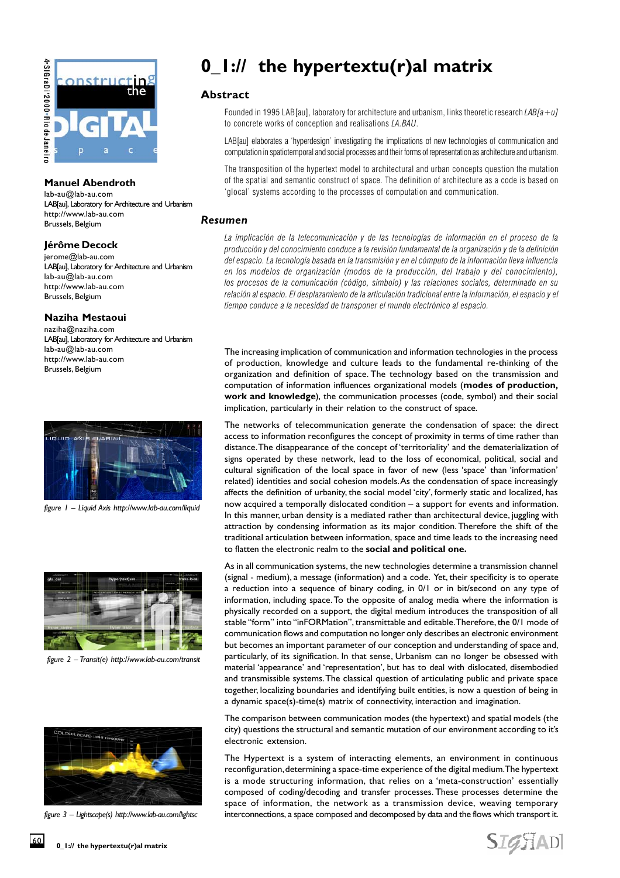# 0_1:// the hypertextu(r)al matrix

**Manuel Abendroth**
lab-au@lab-au.com
LAB[au], Laboratory for Architecture and Urbanism
http://www.lab-au.com
Brussels, Belgium

**Jérôme Decock**
jerome@lab-au.com
LAB[au], Laboratory for Architecture and Urbanism
lab-au@lab-au.com
http://www.lab-au.com
Brussels, Belgium

**Naziha Mestaoui**
naziha@naziha.com
LAB[au], Laboratory for Architecture and Urbanism
lab-au@lab-au.com
http://www.lab-au.com
Brussels, Belgium

## Abstract

Founded in 1995 LAB[au], laboratory for architecture and urbanism, links theoretic research *LAB[a+u]* to concrete works of conception and realisations *LA.BAU*.

LAB[au] elaborates a 'hyperdesign' investigating the implications of new technologies of communication and computation in spatiotemporal and social processes and their forms of representation as architecture and urbanism.

The transposition of the hypertext model to architectural and urban concepts question the mutation of the spatial and semantic construct of space. The definition of architecture as a code is based on 'glocal' systems according to the processes of computation and communication.

## Resumen

*La implicación de la telecomunicación y de las tecnologías de información en el proceso de la producción y del conocimiento conduce a la revisión fundamental de la organización y de la definición del espacio. La tecnología basada en la transmisión y en el cómputo de la información lleva influencia en los modelos de organización (modos de la producción, del trabajo y del conocimiento), los procesos de la comunicación (código, símbolo) y las relaciones sociales, determinado en su relación al espacio. El desplazamiento de la articulación tradicional entre la información, el espacio y el tiempo conduce a la necesidad de transponer el mundo electrónico al espacio.*

The increasing implication of communication and information technologies in the process of production, knowledge and culture leads to the fundamental re-thinking of the organization and definition of space. The technology based on the transmission and computation of information influences organizational models (**modes of production, work and knowledge**), the communication processes (code, symbol) and their social implication, particularly in their relation to the construct of space.

The networks of telecommunication generate the condensation of space: the direct access to information reconfigures the concept of proximity in terms of time rather than distance. The disappearance of the concept of 'territoriality' and the dematerialization of signs operated by these network, lead to the loss of economical, political, social and cultural signification of the local space in favor of new (less 'space' than 'information' related) identities and social cohesion models. As the condensation of space increasingly affects the definition of urbanity, the social model 'city', formerly static and localized, has now acquired a temporally dislocated condition – a support for events and information. In this manner, urban density is a mediated rather than architectural device, juggling with attraction by condensing information as its major condition. Therefore the shift of the traditional articulation between information, space and time leads to the increasing need to flatten the electronic realm to the **social and political one.**

As in all communication systems, the new technologies determine a transmission channel (signal - medium), a message (information) and a code. Yet, their specificity is to operate a reduction into a sequence of binary coding, in 0/1 or in bit/second on any type of information, including space. To the opposite of analog media where the information is physically recorded on a support, the digital medium introduces the transposition of all stable "form" into "inFORMation", transmittable and editable. Therefore, the 0/1 mode of communication flows and computation no longer only describes an electronic environment but becomes an important parameter of our conception and understanding of space and, particularly, of its signification. In that sense, Urbanism can no longer be obsessed with material 'appearance' and 'representation', but has to deal with dislocated, disembodied and transmissible systems. The classical question of articulating public and private space together, localizing boundaries and identifying built entities, is now a question of being in a dynamic space(s)-time(s) matrix of connectivity, interaction and imagination.

The comparison between communication modes (the hypertext) and spatial models (the city) questions the structural and semantic mutation of our environment according to it's electronic extension.

The Hypertext is a system of interacting elements, an environment in continuous reconfiguration, determining a space-time experience of the digital medium. The hypertext is a mode structuring information, that relies on a 'meta-construction' essentially composed of coding/decoding and transfer processes. These processes determine the space of information, the network as a transmission device, weaving temporary interconnections, a space composed and decomposed by data and the flows which transport it.

*figure 1 – Liquid Axis http://www.lab-au.com/liquid*

*figure 2 – Transit(e) http://www.lab-au.com/transit*

*figure 3 – Lightscape(s) http://www.lab-au.com/lightsc*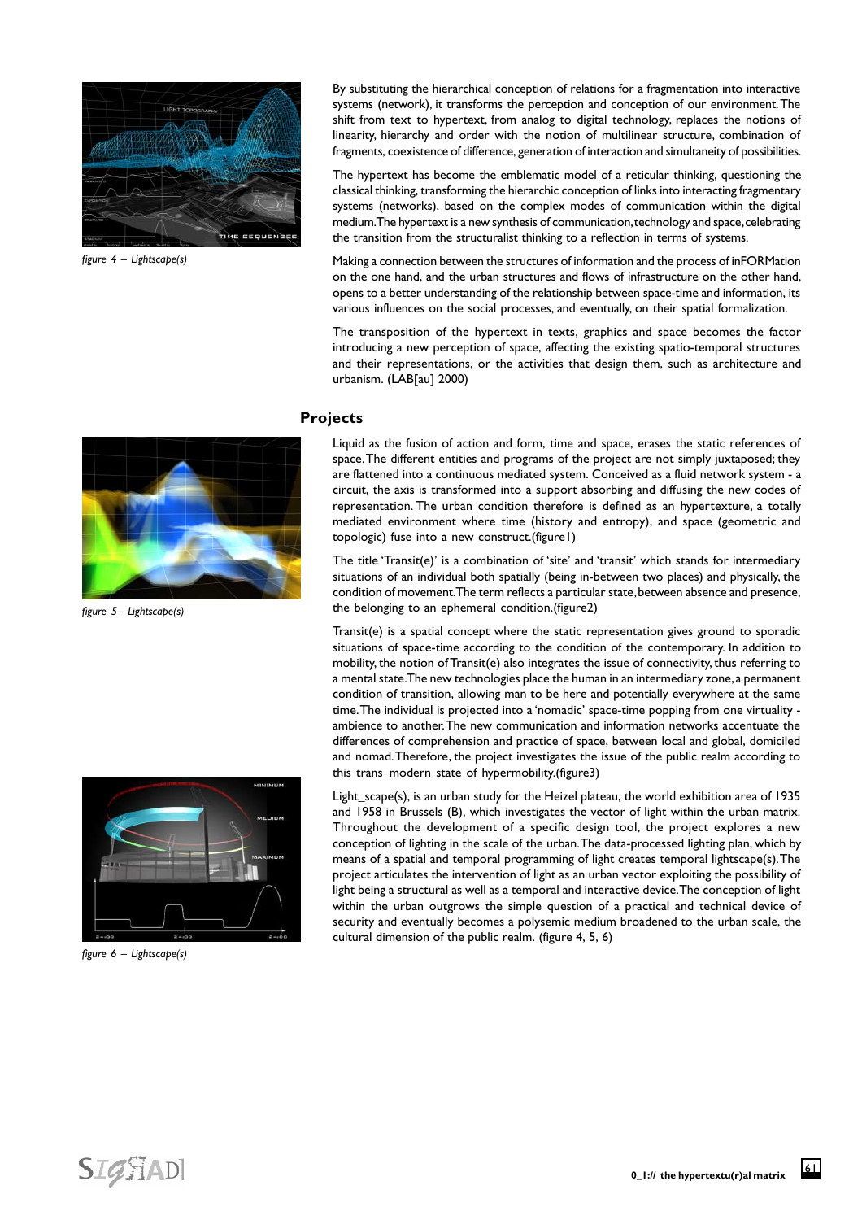figure 4 – Lightscape(s)

By substituting the hierarchical conception of relations for a fragmentation into interactive systems (network), it transforms the perception and conception of our environment. The shift from text to hypertext, from analog to digital technology, replaces the notions of linearity, hierarchy and order with the notion of multilinear structure, combination of fragments, coexistence of difference, generation of interaction and simultaneity of possibilities.

The hypertext has become the emblematic model of a reticular thinking, questioning the classical thinking, transforming the hierarchic conception of links into interacting fragmentary systems (networks), based on the complex modes of communication within the digital medium. The hypertext is a new synthesis of communication, technology and space, celebrating the transition from the structuralist thinking to a reflection in terms of systems.

Making a connection between the structures of information and the process of inFORMation on the one hand, and the urban structures and flows of infrastructure on the other hand, opens to a better understanding of the relationship between space-time and information, its various influences on the social processes, and eventually, on their spatial formalization.

The transposition of the hypertext in texts, graphics and space becomes the factor introducing a new perception of space, affecting the existing spatio-temporal structures and their representations, or the activities that design them, such as architecture and urbanism. (LAB[au] 2000)

## Projects

Liquid as the fusion of action and form, time and space, erases the static references of space. The different entities and programs of the project are not simply juxtaposed; they are flattened into a continuous mediated system. Conceived as a fluid network system - a circuit, the axis is transformed into a support absorbing and diffusing the new codes of representation. The urban condition therefore is defined as an hypertexture, a totally mediated environment where time (history and entropy), and space (geometric and topologic) fuse into a new construct.(figure1)

figure 5– Lightscape(s)

The title 'Transit(e)' is a combination of 'site' and 'transit' which stands for intermediary situations of an individual both spatially (being in-between two places) and physically, the condition of movement. The term reflects a particular state, between absence and presence, the belonging to an ephemeral condition.(figure2)

Transit(e) is a spatial concept where the static representation gives ground to sporadic situations of space-time according to the condition of the contemporary. In addition to mobility, the notion of Transit(e) also integrates the issue of connectivity, thus referring to a mental state. The new technologies place the human in an intermediary zone, a permanent condition of transition, allowing man to be here and potentially everywhere at the same time. The individual is projected into a 'nomadic' space-time popping from one virtuality - ambience to another. The new communication and information networks accentuate the differences of comprehension and practice of space, between local and global, domiciled and nomad. Therefore, the project investigates the issue of the public realm according to this trans_modern state of hypermobility.(figure3)

Light_scape(s), is an urban study for the Heizel plateau, the world exhibition area of 1935 and 1958 in Brussels (B), which investigates the vector of light within the urban matrix. Throughout the development of a specific design tool, the project explores a new conception of lighting in the scale of the urban. The data-processed lighting plan, which by means of a spatial and temporal programming of light creates temporal lightscape(s). The project articulates the intervention of light as an urban vector exploiting the possibility of light being a structural as well as a temporal and interactive device. The conception of light within the urban outgrows the simple question of a practical and technical device of security and eventually becomes a polysemic medium broadened to the urban scale, the cultural dimension of the public realm. (figure 4, 5, 6)

figure 6 – Lightscape(s)